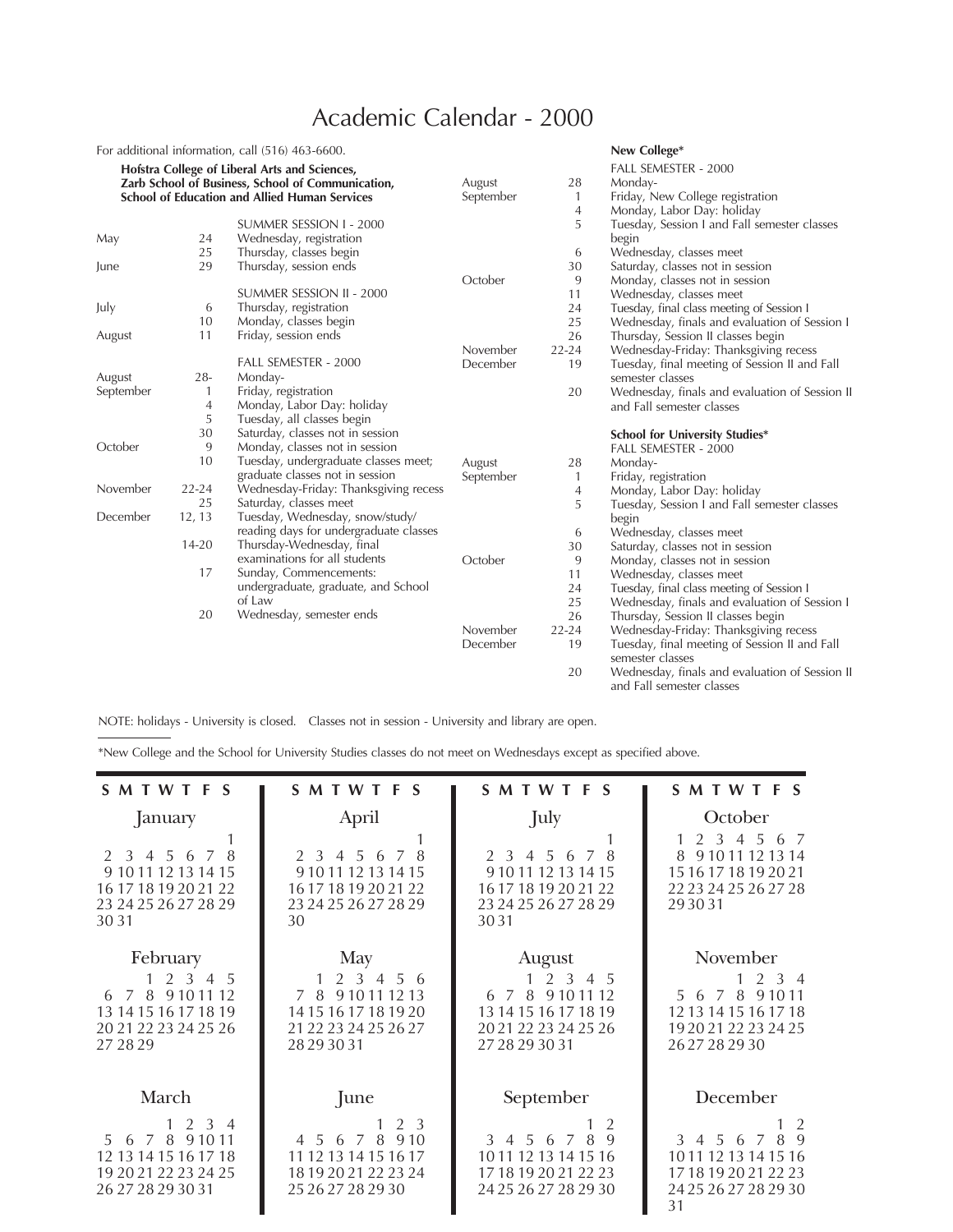# Academic Calendar - 2000

For additional information, call (516) 463-6600.

**Hofstra College of Liberal Arts and Sciences, Zarb School of Business, School of Communication, School of Education and Allied Human Services**

| Month | Date | Event |
|---|---|---|
| | | SUMMER SESSION I - 2000 |
| May | 24 | Wednesday, registration |
| | 25 | Thursday, classes begin |
| June | 29 | Thursday, session ends |
| | | SUMMER SESSION II - 2000 |
| July | 6 | Thursday, registration |
| | 10 | Monday, classes begin |
| August | 11 | Friday, session ends |
| | | FALL SEMESTER - 2000 |
| August | 28- | Monday- |
| September | 1 | Friday, registration |
| | 4 | Monday, Labor Day: holiday |
| | 5 | Tuesday, all classes begin |
| | 30 | Saturday, classes not in session |
| October | 9 | Monday, classes not in session |
| | 10 | Tuesday, undergraduate classes meet; graduate classes not in session |
| November | 22-24 | Wednesday-Friday: Thanksgiving recess |
| | 25 | Saturday, classes meet |
| December | 12, 13 | Tuesday, Wednesday, snow/study/ reading days for undergraduate classes |
| | 14-20 | Thursday-Wednesday, final examinations for all students |
| | 17 | Sunday, Commencements: undergraduate, graduate, and School of Law |
| | 20 | Wednesday, semester ends |

**New College***

| Month | Date | Event |
|---|---|---|
| | | FALL SEMESTER - 2000 |
| August | 28 | Monday- |
| September | 1 | Friday, New College registration |
| | 4 | Monday, Labor Day: holiday |
| | 5 | Tuesday, Session I and Fall semester classes begin |
| | 6 | Wednesday, classes meet |
| | 30 | Saturday, classes not in session |
| October | 9 | Monday, classes not in session |
| | 11 | Wednesday, classes meet |
| | 24 | Tuesday, final class meeting of Session I |
| | 25 | Wednesday, finals and evaluation of Session I |
| | 26 | Thursday, Session II classes begin |
| November | 22-24 | Wednesday-Friday: Thanksgiving recess |
| December | 19 | Tuesday, final meeting of Session II and Fall semester classes |
| | 20 | Wednesday, finals and evaluation of Session II and Fall semester classes |

**School for University Studies***

| Month | Date | Event |
|---|---|---|
| | | FALL SEMESTER - 2000 |
| August | 28 | Monday- |
| September | 1 | Friday, registration |
| | 4 | Monday, Labor Day: holiday |
| | 5 | Tuesday, Session I and Fall semester classes begin |
| | 6 | Wednesday, classes meet |
| | 30 | Saturday, classes not in session |
| October | 9 | Monday, classes not in session |
| | 11 | Wednesday, classes meet |
| | 24 | Tuesday, final class meeting of Session I |
| | 25 | Wednesday, finals and evaluation of Session I |
| | 26 | Thursday, Session II classes begin |
| November | 22-24 | Wednesday-Friday: Thanksgiving recess |
| December | 19 | Tuesday, final meeting of Session II and Fall semester classes |
| | 20 | Wednesday, finals and evaluation of Session II and Fall semester classes |

NOTE: holidays - University is closed. Classes not in session - University and library are open.

*New College and the School for University Studies classes do not meet on Wednesdays except as specified above.

**January**

| S | M | T | W | T | F | S |
|---|---|---|---|---|---|---|
| | | | | | | 1 |
| 2 | 3 | 4 | 5 | 6 | 7 | 8 |
| 9 | 10 | 11 | 12 | 13 | 14 | 15 |
| 16 | 17 | 18 | 19 | 20 | 21 | 22 |
| 23 | 24 | 25 | 26 | 27 | 28 | 29 |
| 30 | 31 | | | | | |

**February**

| S | M | T | W | T | F | S |
|---|---|---|---|---|---|---|
| | | 1 | 2 | 3 | 4 | 5 |
| 6 | 7 | 8 | 9 | 10 | 11 | 12 |
| 13 | 14 | 15 | 16 | 17 | 18 | 19 |
| 20 | 21 | 22 | 23 | 24 | 25 | 26 |
| 27 | 28 | 29 | | | | |

**March**

| S | M | T | W | T | F | S |
|---|---|---|---|---|---|---|
| | | | 1 | 2 | 3 | 4 |
| 5 | 6 | 7 | 8 | 9 | 10 | 11 |
| 12 | 13 | 14 | 15 | 16 | 17 | 18 |
| 19 | 20 | 21 | 22 | 23 | 24 | 25 |
| 26 | 27 | 28 | 29 | 30 | 31 | |

**April**

| S | M | T | W | T | F | S |
|---|---|---|---|---|---|---|
| | | | | | | 1 |
| 2 | 3 | 4 | 5 | 6 | 7 | 8 |
| 9 | 10 | 11 | 12 | 13 | 14 | 15 |
| 16 | 17 | 18 | 19 | 20 | 21 | 22 |
| 23 | 24 | 25 | 26 | 27 | 28 | 29 |
| 30 | | | | | | |

**May**

| S | M | T | W | T | F | S |
|---|---|---|---|---|---|---|
| | 1 | 2 | 3 | 4 | 5 | 6 |
| 7 | 8 | 9 | 10 | 11 | 12 | 13 |
| 14 | 15 | 16 | 17 | 18 | 19 | 20 |
| 21 | 22 | 23 | 24 | 25 | 26 | 27 |
| 28 | 29 | 30 | 31 | | | |

**June**

| S | M | T | W | T | F | S |
|---|---|---|---|---|---|---|
| | | | | 1 | 2 | 3 |
| 4 | 5 | 6 | 7 | 8 | 9 | 10 |
| 11 | 12 | 13 | 14 | 15 | 16 | 17 |
| 18 | 19 | 20 | 21 | 22 | 23 | 24 |
| 25 | 26 | 27 | 28 | 29 | 30 | |

**July**

| S | M | T | W | T | F | S |
|---|---|---|---|---|---|---|
| | | | | | | 1 |
| 2 | 3 | 4 | 5 | 6 | 7 | 8 |
| 9 | 10 | 11 | 12 | 13 | 14 | 15 |
| 16 | 17 | 18 | 19 | 20 | 21 | 22 |
| 23 | 24 | 25 | 26 | 27 | 28 | 29 |
| 30 | 31 | | | | | |

**August**

| S | M | T | W | T | F | S |
|---|---|---|---|---|---|---|
| | | 1 | 2 | 3 | 4 | 5 |
| 6 | 7 | 8 | 9 | 10 | 11 | 12 |
| 13 | 14 | 15 | 16 | 17 | 18 | 19 |
| 20 | 21 | 22 | 23 | 24 | 25 | 26 |
| 27 | 28 | 29 | 30 | 31 | | |

**September**

| S | M | T | W | T | F | S |
|---|---|---|---|---|---|---|
| | | | | | 1 | 2 |
| 3 | 4 | 5 | 6 | 7 | 8 | 9 |
| 10 | 11 | 12 | 13 | 14 | 15 | 16 |
| 17 | 18 | 19 | 20 | 21 | 22 | 23 |
| 24 | 25 | 26 | 27 | 28 | 29 | 30 |

**October**

| S | M | T | W | T | F | S |
|---|---|---|---|---|---|---|
| 1 | 2 | 3 | 4 | 5 | 6 | 7 |
| 8 | 9 | 10 | 11 | 12 | 13 | 14 |
| 15 | 16 | 17 | 18 | 19 | 20 | 21 |
| 22 | 23 | 24 | 25 | 26 | 27 | 28 |
| 29 | 30 | 31 | | | | |

**November**

| S | M | T | W | T | F | S |
|---|---|---|---|---|---|---|
| | | | 1 | 2 | 3 | 4 |
| 5 | 6 | 7 | 8 | 9 | 10 | 11 |
| 12 | 13 | 14 | 15 | 16 | 17 | 18 |
| 19 | 20 | 21 | 22 | 23 | 24 | 25 |
| 26 | 27 | 28 | 29 | 30 | | |

**December**

| S | M | T | W | T | F | S |
|---|---|---|---|---|---|---|
| | | | | | 1 | 2 |
| 3 | 4 | 5 | 6 | 7 | 8 | 9 |
| 10 | 11 | 12 | 13 | 14 | 15 | 16 |
| 17 | 18 | 19 | 20 | 21 | 22 | 23 |
| 24 | 25 | 26 | 27 | 28 | 29 | 30 |
| 31 | | | | | | |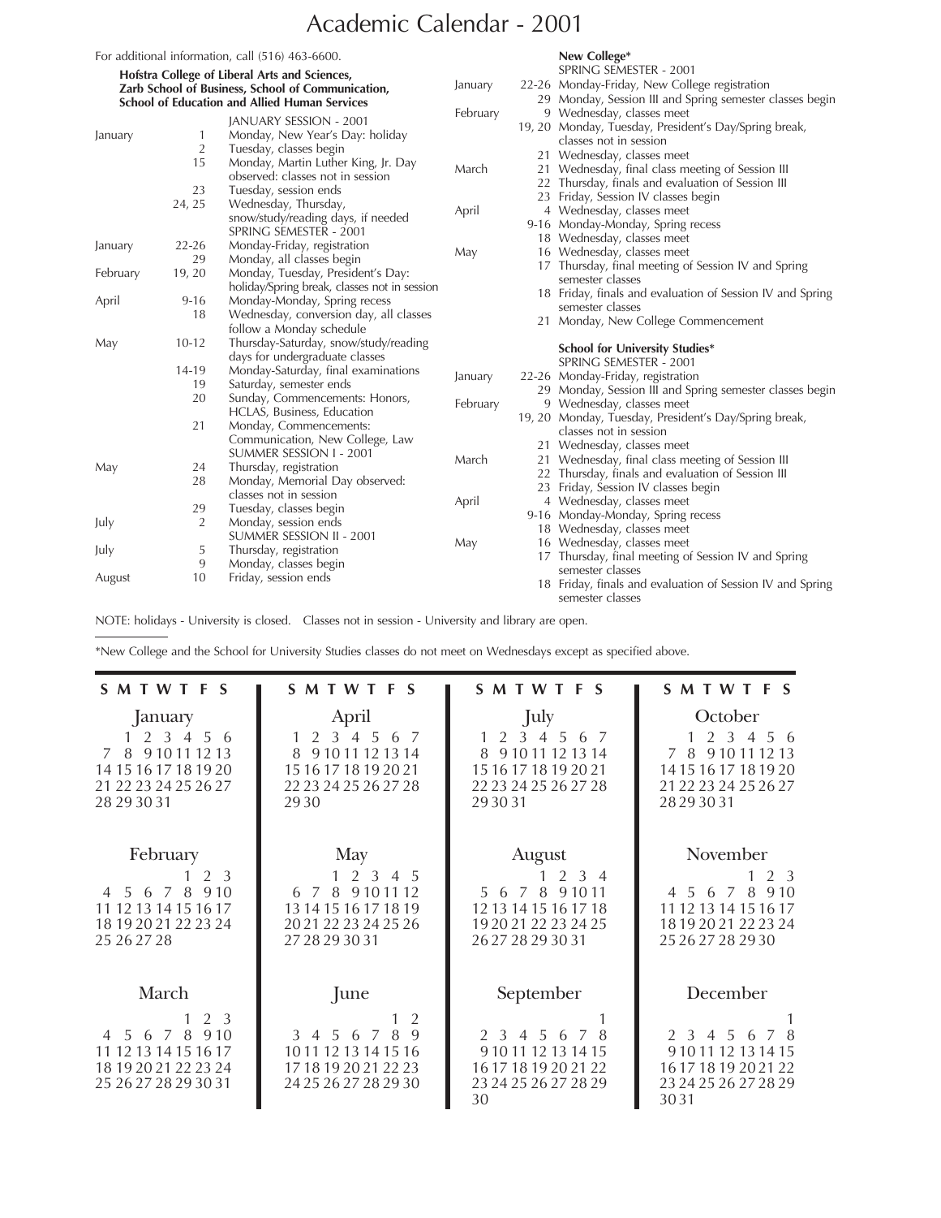# Academic Calendar - 2001

For additional information, call (516) 463-6600.

**Hofstra College of Liberal Arts and Sciences, Zarb School of Business, School of Communication, School of Education and Allied Human Services**

JANUARY SESSION - 2001

| | | |
|---|---|---|
| January | 1 | Monday, New Year's Day: holiday |
| | 2 | Tuesday, classes begin |
| | 15 | Monday, Martin Luther King, Jr. Day observed: classes not in session |
| | 23 | Tuesday, session ends |
| | 24, 25 | Wednesday, Thursday, snow/study/reading days, if needed |

SPRING SEMESTER - 2001

| | | |
|---|---|---|
| January | 22-26 | Monday-Friday, registration |
| | 29 | Monday, all classes begin |
| February | 19, 20 | Monday, Tuesday, President's Day: holiday/Spring break, classes not in session |
| April | 9-16 | Monday-Monday, Spring recess |
| | 18 | Wednesday, conversion day, all classes follow a Monday schedule |
| May | 10-12 | Thursday-Saturday, snow/study/reading days for undergraduate classes |
| | 14-19 | Monday-Saturday, final examinations |
| | 19 | Saturday, semester ends |
| | 20 | Sunday, Commencements: Honors, HCLAS, Business, Education |
| | 21 | Monday, Commencements: Communication, New College, Law |

SUMMER SESSION I - 2001

| | | |
|---|---|---|
| May | 24 | Thursday, registration |
| | 28 | Monday, Memorial Day observed: classes not in session |
| | 29 | Tuesday, classes begin |
| July | 2 | Monday, session ends |

SUMMER SESSION II - 2001

| | | |
|---|---|---|
| July | 5 | Thursday, registration |
| | 9 | Monday, classes begin |
| August | 10 | Friday, session ends |

**New College***

SPRING SEMESTER - 2001

| | | |
|---|---|---|
| January | 22-26 | Monday-Friday, New College registration |
| | 29 | Monday, Session III and Spring semester classes begin |
| February | 9 | Wednesday, classes meet |
| | 19, 20 | Monday, Tuesday, President's Day/Spring break, classes not in session |
| | 21 | Wednesday, classes meet |
| March | 21 | Wednesday, final class meeting of Session III |
| | 22 | Thursday, finals and evaluation of Session III |
| | 23 | Friday, Session IV classes begin |
| April | 4 | Wednesday, classes meet |
| | 9-16 | Monday-Monday, Spring recess |
| | 18 | Wednesday, classes meet |
| May | 16 | Wednesday, classes meet |
| | 17 | Thursday, final meeting of Session IV and Spring semester classes |
| | 18 | Friday, finals and evaluation of Session IV and Spring semester classes |
| | 21 | Monday, New College Commencement |

**School for University Studies***

SPRING SEMESTER - 2001

| | | |
|---|---|---|
| January | 22-26 | Monday-Friday, registration |
| | 29 | Monday, Session III and Spring semester classes begin |
| February | 9 | Wednesday, classes meet |
| | 19, 20 | Monday, Tuesday, President's Day/Spring break, classes not in session |
| | 21 | Wednesday, classes meet |
| March | 21 | Wednesday, final class meeting of Session III |
| | 22 | Thursday, finals and evaluation of Session III |
| | 23 | Friday, Session IV classes begin |
| April | 4 | Wednesday, classes meet |
| | 9-16 | Monday-Monday, Spring recess |
| | 18 | Wednesday, classes meet |
| May | 16 | Wednesday, classes meet |
| | 17 | Thursday, final meeting of Session IV and Spring semester classes |
| | 18 | Friday, finals and evaluation of Session IV and Spring semester classes |

NOTE: holidays - University is closed. Classes not in session - University and library are open.

*New College and the School for University Studies classes do not meet on Wednesdays except as specified above.

**January**

| S | M | T | W | T | F | S |
|---|---|---|---|---|---|---|
| | 1 | 2 | 3 | 4 | 5 | 6 |
| 7 | 8 | 9 | 10 | 11 | 12 | 13 |
| 14 | 15 | 16 | 17 | 18 | 19 | 20 |
| 21 | 22 | 23 | 24 | 25 | 26 | 27 |
| 28 | 29 | 30 | 31 | | | |

**February**

| S | M | T | W | T | F | S |
|---|---|---|---|---|---|---|
| | | | | 1 | 2 | 3 |
| 4 | 5 | 6 | 7 | 8 | 9 | 10 |
| 11 | 12 | 13 | 14 | 15 | 16 | 17 |
| 18 | 19 | 20 | 21 | 22 | 23 | 24 |
| 25 | 26 | 27 | 28 | | | |

**March**

| S | M | T | W | T | F | S |
|---|---|---|---|---|---|---|
| | | | | 1 | 2 | 3 |
| 4 | 5 | 6 | 7 | 8 | 9 | 10 |
| 11 | 12 | 13 | 14 | 15 | 16 | 17 |
| 18 | 19 | 20 | 21 | 22 | 23 | 24 |
| 25 | 26 | 27 | 28 | 29 | 30 | 31 |

**April**

| S | M | T | W | T | F | S |
|---|---|---|---|---|---|---|
| 1 | 2 | 3 | 4 | 5 | 6 | 7 |
| 8 | 9 | 10 | 11 | 12 | 13 | 14 |
| 15 | 16 | 17 | 18 | 19 | 20 | 21 |
| 22 | 23 | 24 | 25 | 26 | 27 | 28 |
| 29 | 30 | | | | | |

**May**

| S | M | T | W | T | F | S |
|---|---|---|---|---|---|---|
| | | 1 | 2 | 3 | 4 | 5 |
| 6 | 7 | 8 | 9 | 10 | 11 | 12 |
| 13 | 14 | 15 | 16 | 17 | 18 | 19 |
| 20 | 21 | 22 | 23 | 24 | 25 | 26 |
| 27 | 28 | 29 | 30 | 31 | | |

**June**

| S | M | T | W | T | F | S |
|---|---|---|---|---|---|---|
| | | | | | 1 | 2 |
| 3 | 4 | 5 | 6 | 7 | 8 | 9 |
| 10 | 11 | 12 | 13 | 14 | 15 | 16 |
| 17 | 18 | 19 | 20 | 21 | 22 | 23 |
| 24 | 25 | 26 | 27 | 28 | 29 | 30 |

**July**

| S | M | T | W | T | F | S |
|---|---|---|---|---|---|---|
| 1 | 2 | 3 | 4 | 5 | 6 | 7 |
| 8 | 9 | 10 | 11 | 12 | 13 | 14 |
| 15 | 16 | 17 | 18 | 19 | 20 | 21 |
| 22 | 23 | 24 | 25 | 26 | 27 | 28 |
| 29 | 30 | 31 | | | | |

**August**

| S | M | T | W | T | F | S |
|---|---|---|---|---|---|---|
| | | | 1 | 2 | 3 | 4 |
| 5 | 6 | 7 | 8 | 9 | 10 | 11 |
| 12 | 13 | 14 | 15 | 16 | 17 | 18 |
| 19 | 20 | 21 | 22 | 23 | 24 | 25 |
| 26 | 27 | 28 | 29 | 30 | 31 | |

**September**

| S | M | T | W | T | F | S |
|---|---|---|---|---|---|---|
| | | | | | | 1 |
| 2 | 3 | 4 | 5 | 6 | 7 | 8 |
| 9 | 10 | 11 | 12 | 13 | 14 | 15 |
| 16 | 17 | 18 | 19 | 20 | 21 | 22 |
| 23 | 24 | 25 | 26 | 27 | 28 | 29 |
| 30 | | | | | | |

**October**

| S | M | T | W | T | F | S |
|---|---|---|---|---|---|---|
| | 1 | 2 | 3 | 4 | 5 | 6 |
| 7 | 8 | 9 | 10 | 11 | 12 | 13 |
| 14 | 15 | 16 | 17 | 18 | 19 | 20 |
| 21 | 22 | 23 | 24 | 25 | 26 | 27 |
| 28 | 29 | 30 | 31 | | | |

**November**

| S | M | T | W | T | F | S |
|---|---|---|---|---|---|---|
| | | | | 1 | 2 | 3 |
| 4 | 5 | 6 | 7 | 8 | 9 | 10 |
| 11 | 12 | 13 | 14 | 15 | 16 | 17 |
| 18 | 19 | 20 | 21 | 22 | 23 | 24 |
| 25 | 26 | 27 | 28 | 29 | 30 | |

**December**

| S | M | T | W | T | F | S |
|---|---|---|---|---|---|---|
| | | | | | | 1 |
| 2 | 3 | 4 | 5 | 6 | 7 | 8 |
| 9 | 10 | 11 | 12 | 13 | 14 | 15 |
| 16 | 17 | 18 | 19 | 20 | 21 | 22 |
| 23 | 24 | 25 | 26 | 27 | 28 | 29 |
| 30 | 31 | | | | | |